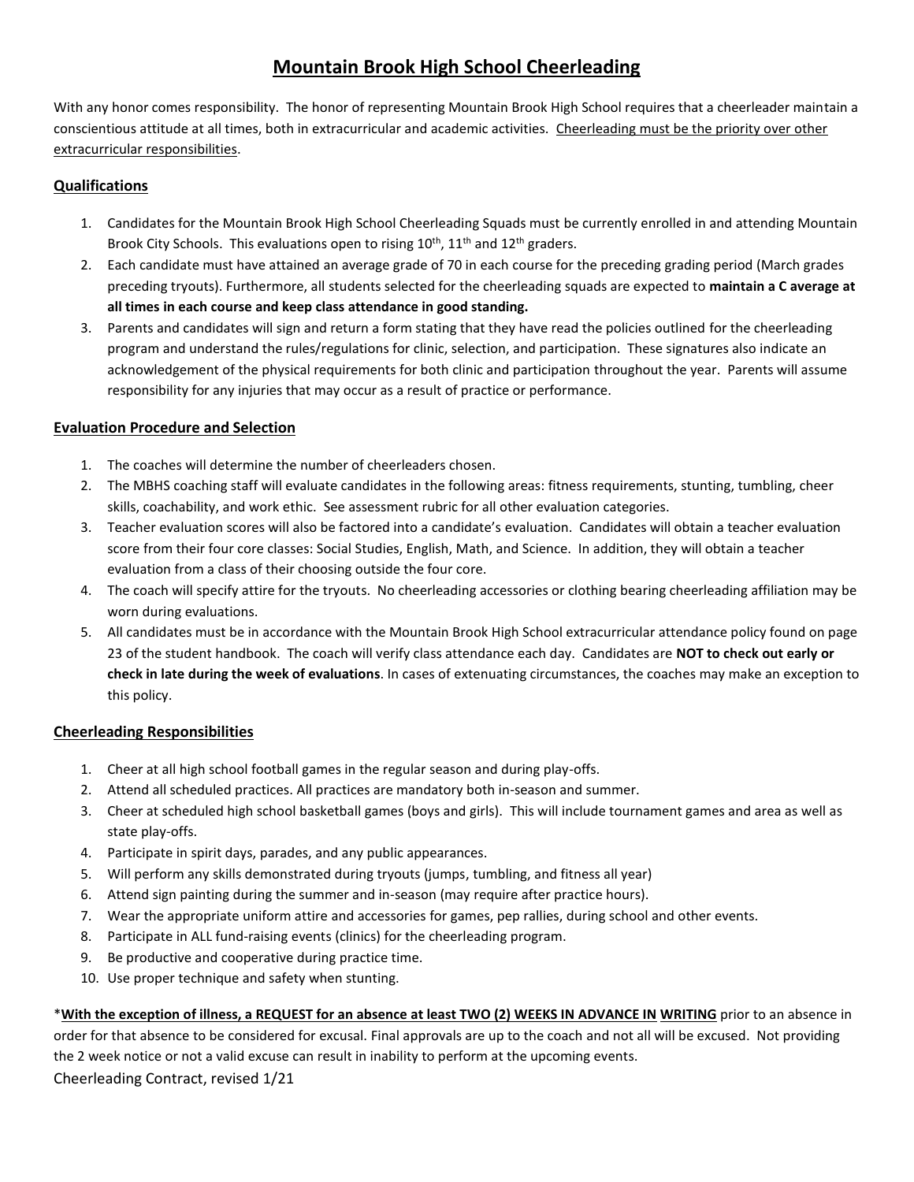# Mountain Brook High School Cheerleading

With any honor comes responsibility. The honor of representing Mountain Brook High School requires that a cheerleader maintain a conscientious attitude at all times, both in extracurricular and academic activities. <u>Cheerleading must be the priority over other extracurricular responsibilities</u>.

## Qualifications

1. Candidates for the Mountain Brook High School Cheerleading Squads must be currently enrolled in and attending Mountain Brook City Schools. This evaluations open to rising 10th, 11th and 12th graders.
2. Each candidate must have attained an average grade of 70 in each course for the preceding grading period (March grades preceding tryouts). Furthermore, all students selected for the cheerleading squads are expected to **maintain a C average at all times in each course and keep class attendance in good standing.**
3. Parents and candidates will sign and return a form stating that they have read the policies outlined for the cheerleading program and understand the rules/regulations for clinic, selection, and participation. These signatures also indicate an acknowledgement of the physical requirements for both clinic and participation throughout the year. Parents will assume responsibility for any injuries that may occur as a result of practice or performance.

## Evaluation Procedure and Selection

1. The coaches will determine the number of cheerleaders chosen.
2. The MBHS coaching staff will evaluate candidates in the following areas: fitness requirements, stunting, tumbling, cheer skills, coachability, and work ethic. See assessment rubric for all other evaluation categories.
3. Teacher evaluation scores will also be factored into a candidate's evaluation. Candidates will obtain a teacher evaluation score from their four core classes: Social Studies, English, Math, and Science. In addition, they will obtain a teacher evaluation from a class of their choosing outside the four core.
4. The coach will specify attire for the tryouts. No cheerleading accessories or clothing bearing cheerleading affiliation may be worn during evaluations.
5. All candidates must be in accordance with the Mountain Brook High School extracurricular attendance policy found on page 23 of the student handbook. The coach will verify class attendance each day. Candidates are **NOT to check out early or check in late during the week of evaluations**. In cases of extenuating circumstances, the coaches may make an exception to this policy.

## Cheerleading Responsibilities

1. Cheer at all high school football games in the regular season and during play-offs.
2. Attend all scheduled practices. All practices are mandatory both in-season and summer.
3. Cheer at scheduled high school basketball games (boys and girls). This will include tournament games and area as well as state play-offs.
4. Participate in spirit days, parades, and any public appearances.
5. Will perform any skills demonstrated during tryouts (jumps, tumbling, and fitness all year)
6. Attend sign painting during the summer and in-season (may require after practice hours).
7. Wear the appropriate uniform attire and accessories for games, pep rallies, during school and other events.
8. Participate in ALL fund-raising events (clinics) for the cheerleading program.
9. Be productive and cooperative during practice time.
10. Use proper technique and safety when stunting.

*<u>**With the exception of illness, a REQUEST for an absence at least TWO (2) WEEKS IN ADVANCE IN WRITING**</u> prior to an absence in order for that absence to be considered for excusal. Final approvals are up to the coach and not all will be excused. Not providing the 2 week notice or not a valid excuse can result in inability to perform at the upcoming events.

Cheerleading Contract, revised 1/21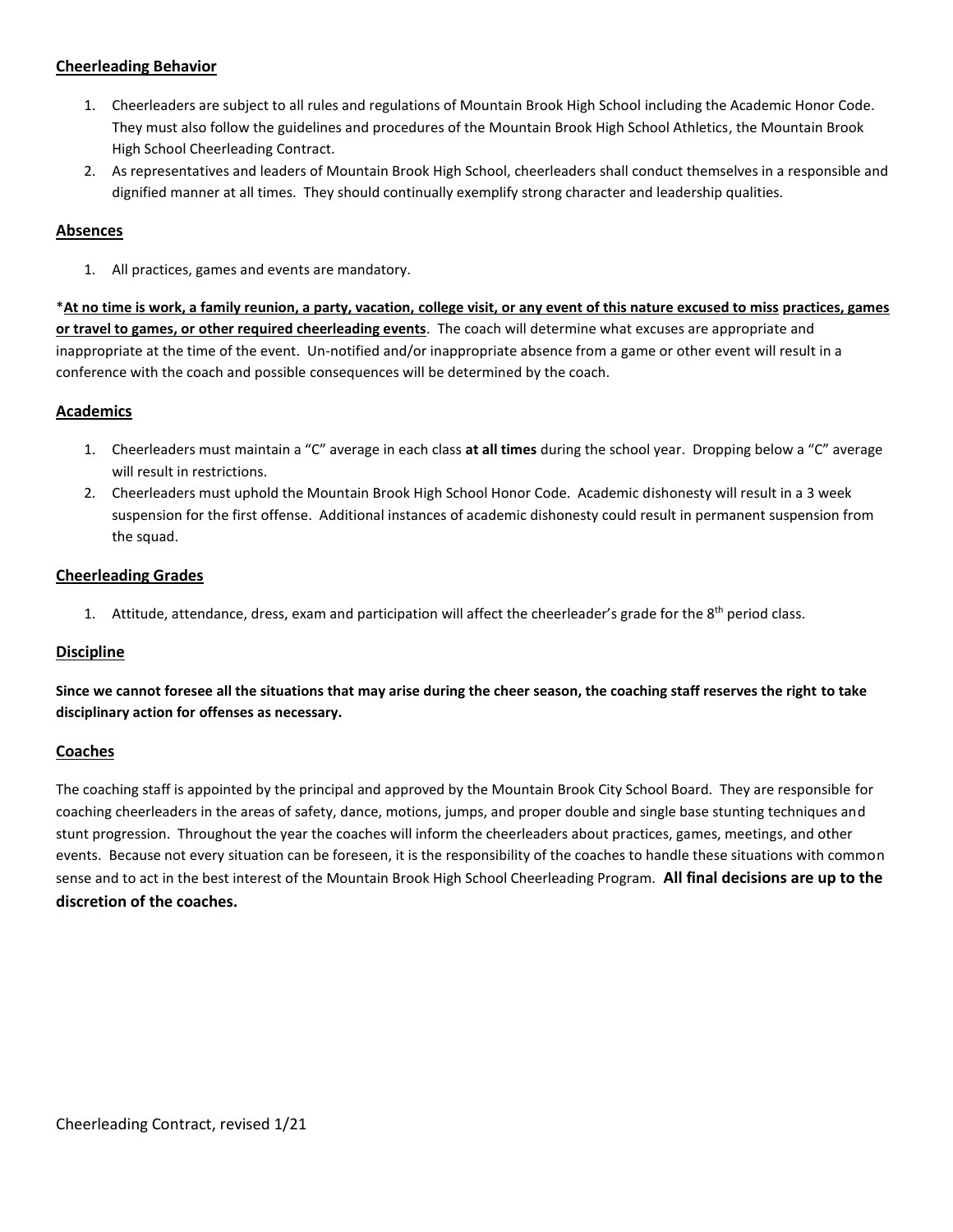## Cheerleading Behavior

1. Cheerleaders are subject to all rules and regulations of Mountain Brook High School including the Academic Honor Code. They must also follow the guidelines and procedures of the Mountain Brook High School Athletics, the Mountain Brook High School Cheerleading Contract.
2. As representatives and leaders of Mountain Brook High School, cheerleaders shall conduct themselves in a responsible and dignified manner at all times. They should continually exemplify strong character and leadership qualities.

## Absences

1. All practices, games and events are mandatory.

*__At no time is work, a family reunion, a party, vacation, college visit, or any event of this nature excused to miss practices, games or travel to games, or other required cheerleading events__. The coach will determine what excuses are appropriate and inappropriate at the time of the event. Un-notified and/or inappropriate absence from a game or other event will result in a conference with the coach and possible consequences will be determined by the coach.

## Academics

1. Cheerleaders must maintain a "C" average in each class **at all times** during the school year. Dropping below a "C" average will result in restrictions.
2. Cheerleaders must uphold the Mountain Brook High School Honor Code. Academic dishonesty will result in a 3 week suspension for the first offense. Additional instances of academic dishonesty could result in permanent suspension from the squad.

## Cheerleading Grades

1. Attitude, attendance, dress, exam and participation will affect the cheerleader's grade for the 8th period class.

## Discipline

**Since we cannot foresee all the situations that may arise during the cheer season, the coaching staff reserves the right to take disciplinary action for offenses as necessary.**

## Coaches

The coaching staff is appointed by the principal and approved by the Mountain Brook City School Board. They are responsible for coaching cheerleaders in the areas of safety, dance, motions, jumps, and proper double and single base stunting techniques and stunt progression. Throughout the year the coaches will inform the cheerleaders about practices, games, meetings, and other events. Because not every situation can be foreseen, it is the responsibility of the coaches to handle these situations with common sense and to act in the best interest of the Mountain Brook High School Cheerleading Program. **All final decisions are up to the discretion of the coaches.**

Cheerleading Contract, revised 1/21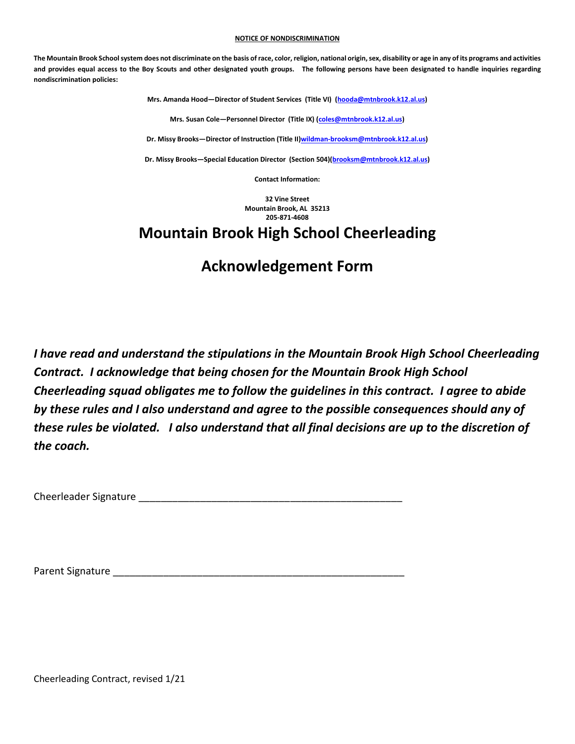**NOTICE OF NONDISCRIMINATION**

**The Mountain Brook School system does not discriminate on the basis of race, color, religion, national origin, sex, disability or age in any of its programs and activities and provides equal access to the Boy Scouts and other designated youth groups. The following persons have been designated to handle inquiries regarding nondiscrimination policies:**

**Mrs. Amanda Hood—Director of Student Services (Title VI) (hooda@mtnbrook.k12.al.us)**

**Mrs. Susan Cole—Personnel Director (Title IX) (coles@mtnbrook.k12.al.us)**

**Dr. Missy Brooks—Director of Instruction (Title II)wildman-brooksm@mtnbrook.k12.al.us)**

**Dr. Missy Brooks—Special Education Director (Section 504)(brooksm@mtnbrook.k12.al.us)**

**Contact Information:**

**32 Vine Street**
**Mountain Brook, AL 35213**
**205-871-4608**

# Mountain Brook High School Cheerleading

# Acknowledgement Form

***I have read and understand the stipulations in the Mountain Brook High School Cheerleading Contract. I acknowledge that being chosen for the Mountain Brook High School Cheerleading squad obligates me to follow the guidelines in this contract. I agree to abide by these rules and I also understand and agree to the possible consequences should any of these rules be violated. I also understand that all final decisions are up to the discretion of the coach.***

Cheerleader Signature ________________________________________________

Parent Signature ____________________________________________________

Cheerleading Contract, revised 1/21